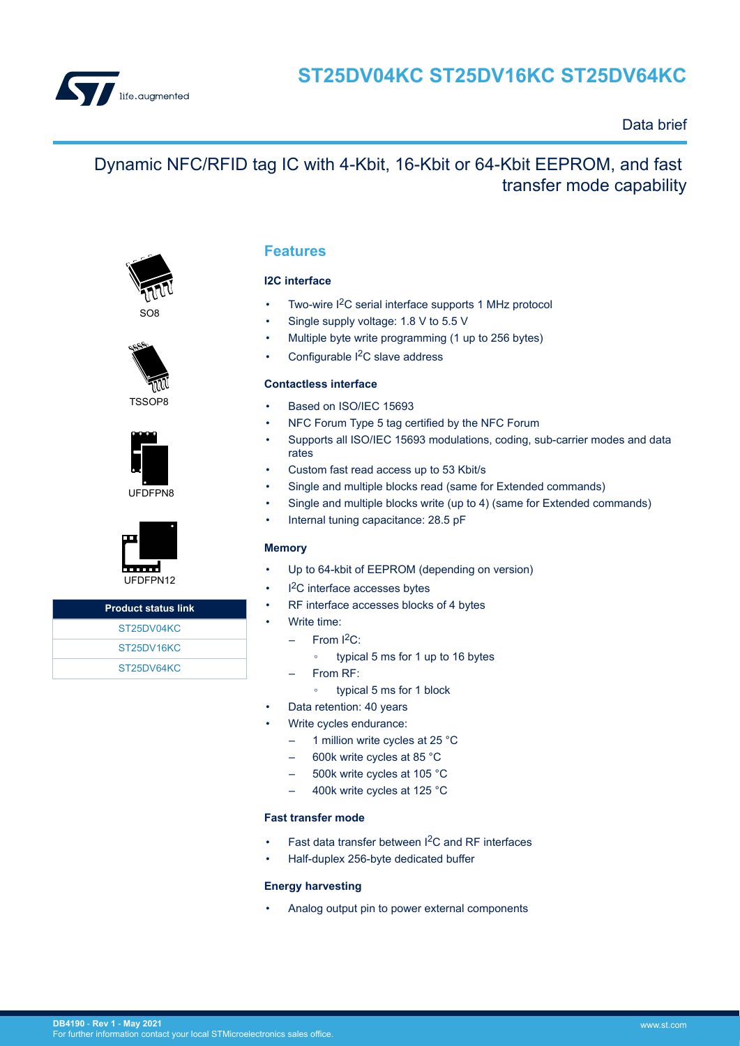# ST25DV04KC ST25DV16KC ST25DV64KC

Data brief

## Dynamic NFC/RFID tag IC with 4-Kbit, 16-Kbit or 64-Kbit EEPROM, and fast transfer mode capability

SO8

TSSOP8

UFDFPN8

UFDFPN12

| Product status link |
| --- |
| ST25DV04KC |
| ST25DV16KC |
| ST25DV64KC |

## Features

### I2C interface

- Two-wire I$^2$C serial interface supports 1 MHz protocol
- Single supply voltage: 1.8 V to 5.5 V
- Multiple byte write programming (1 up to 256 bytes)
- Configurable I$^2$C slave address

### Contactless interface

- Based on ISO/IEC 15693
- NFC Forum Type 5 tag certified by the NFC Forum
- Supports all ISO/IEC 15693 modulations, coding, sub-carrier modes and data rates
- Custom fast read access up to 53 Kbit/s
- Single and multiple blocks read (same for Extended commands)
- Single and multiple blocks write (up to 4) (same for Extended commands)
- Internal tuning capacitance: 28.5 pF

### Memory

- Up to 64-kbit of EEPROM (depending on version)
- I$^2$C interface accesses bytes
- RF interface accesses blocks of 4 bytes
- Write time:
  - From I$^2$C:
    - typical 5 ms for 1 up to 16 bytes
  - From RF:
    - typical 5 ms for 1 block
- Data retention: 40 years
- Write cycles endurance:
  - 1 million write cycles at 25 °C
  - 600k write cycles at 85 °C
  - 500k write cycles at 105 °C
  - 400k write cycles at 125 °C

### Fast transfer mode

- Fast data transfer between I$^2$C and RF interfaces
- Half-duplex 256-byte dedicated buffer

### Energy harvesting

- Analog output pin to power external components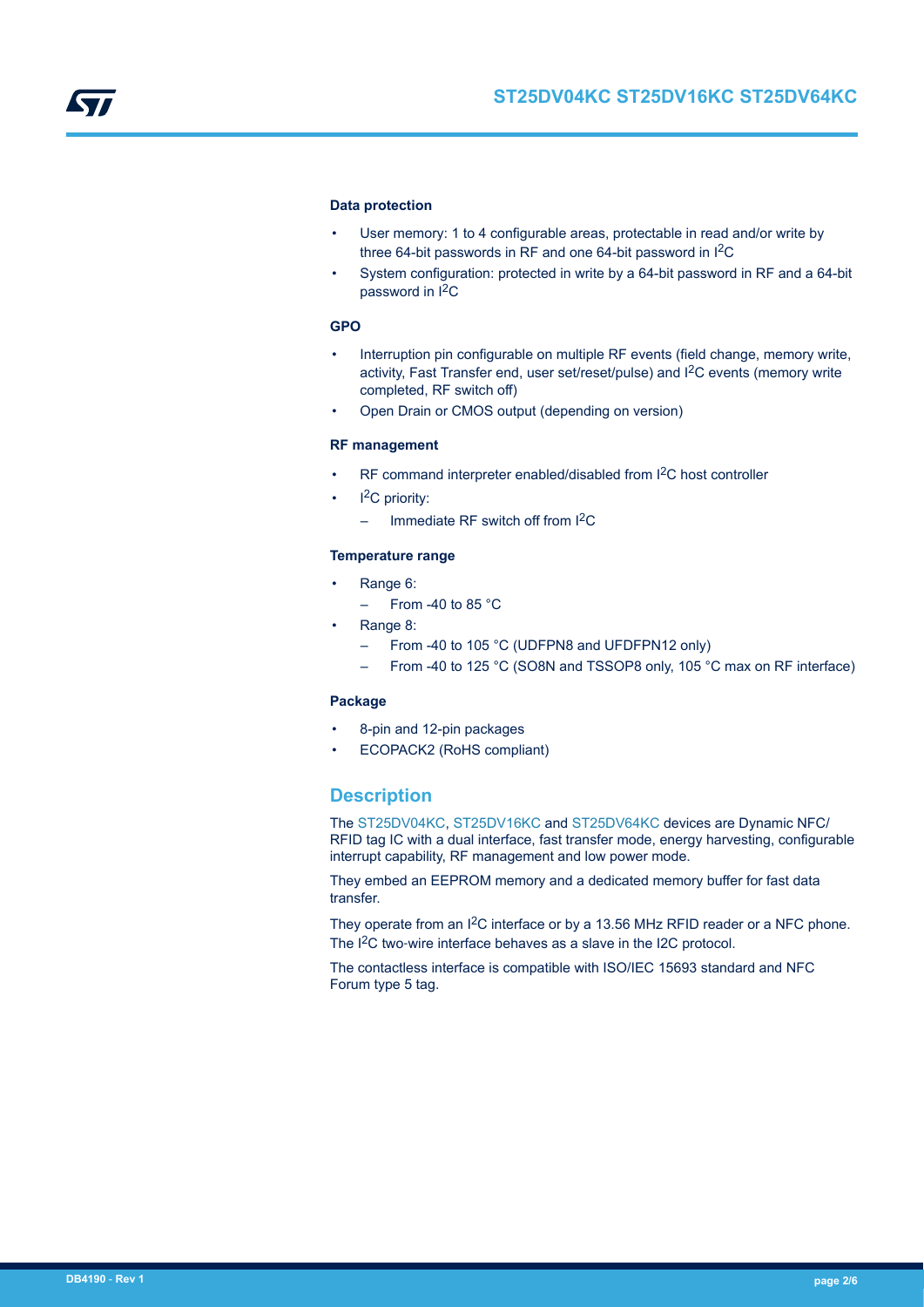### Data protection

- User memory: 1 to 4 configurable areas, protectable in read and/or write by three 64-bit passwords in RF and one 64-bit password in $I^2C$
- System configuration: protected in write by a 64-bit password in RF and a 64-bit password in $I^2C$

### GPO

- Interruption pin configurable on multiple RF events (field change, memory write, activity, Fast Transfer end, user set/reset/pulse) and $I^2C$ events (memory write completed, RF switch off)
- Open Drain or CMOS output (depending on version)

### RF management

- RF command interpreter enabled/disabled from $I^2C$ host controller
- $I^2C$ priority:
  - Immediate RF switch off from $I^2C$

### Temperature range

- Range 6:
  - From -40 to 85 °C
- Range 8:
  - From -40 to 105 °C (UDFPN8 and UFDFPN12 only)
  - From -40 to 125 °C (SO8N and TSSOP8 only, 105 °C max on RF interface)

### Package

- 8-pin and 12-pin packages
- ECOPACK2 (RoHS compliant)

## Description

The ST25DV04KC, ST25DV16KC and ST25DV64KC devices are Dynamic NFC/ RFID tag IC with a dual interface, fast transfer mode, energy harvesting, configurable interrupt capability, RF management and low power mode.

They embed an EEPROM memory and a dedicated memory buffer for fast data transfer.

They operate from an $I^2C$ interface or by a 13.56 MHz RFID reader or a NFC phone. The $I^2C$ two-wire interface behaves as a slave in the I2C protocol.

The contactless interface is compatible with ISO/IEC 15693 standard and NFC Forum type 5 tag.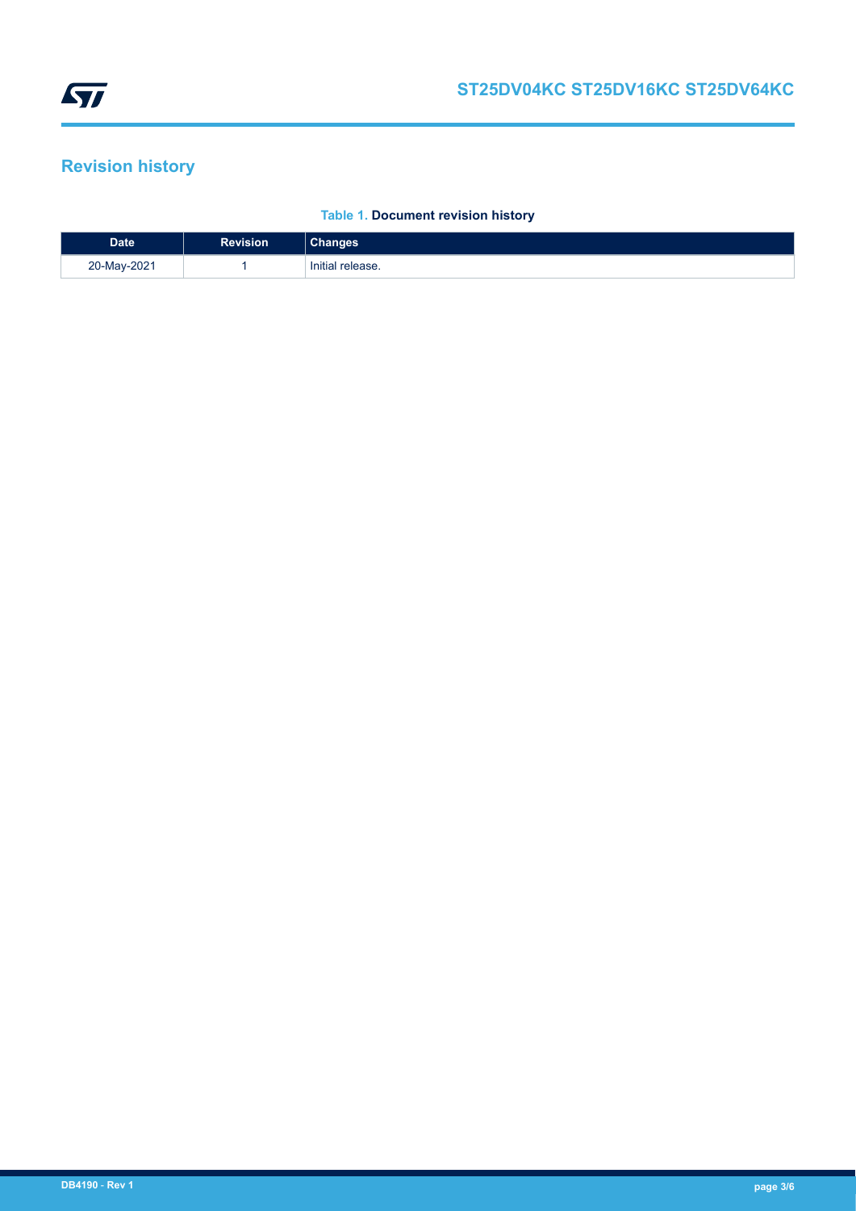## Revision history

**Table 1. Document revision history**

| Date | Revision | Changes |
| --- | --- | --- |
| 20-May-2021 | 1 | Initial release. |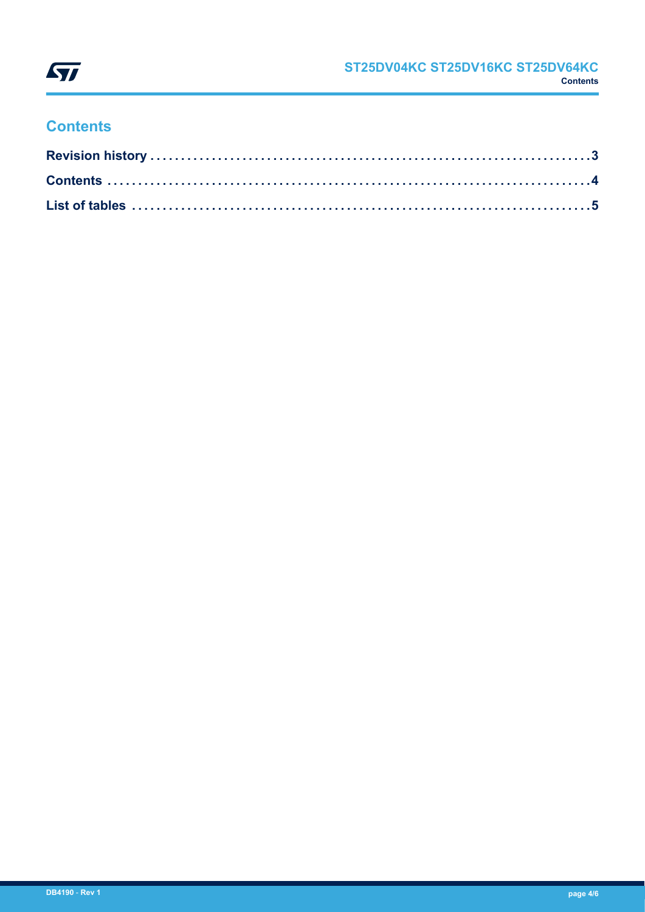# Contents

**Revision history . . . . . . . . . . . . . . . . . . . . . . . . . . . . . . . . . . . . . . . . . . . . . . . . . . . . . . . . . . . . . . . . . . . 3**

**Contents . . . . . . . . . . . . . . . . . . . . . . . . . . . . . . . . . . . . . . . . . . . . . . . . . . . . . . . . . . . . . . . . . . . . . . . . . 4**

**List of tables . . . . . . . . . . . . . . . . . . . . . . . . . . . . . . . . . . . . . . . . . . . . . . . . . . . . . . . . . . . . . . . . . . . . . 5**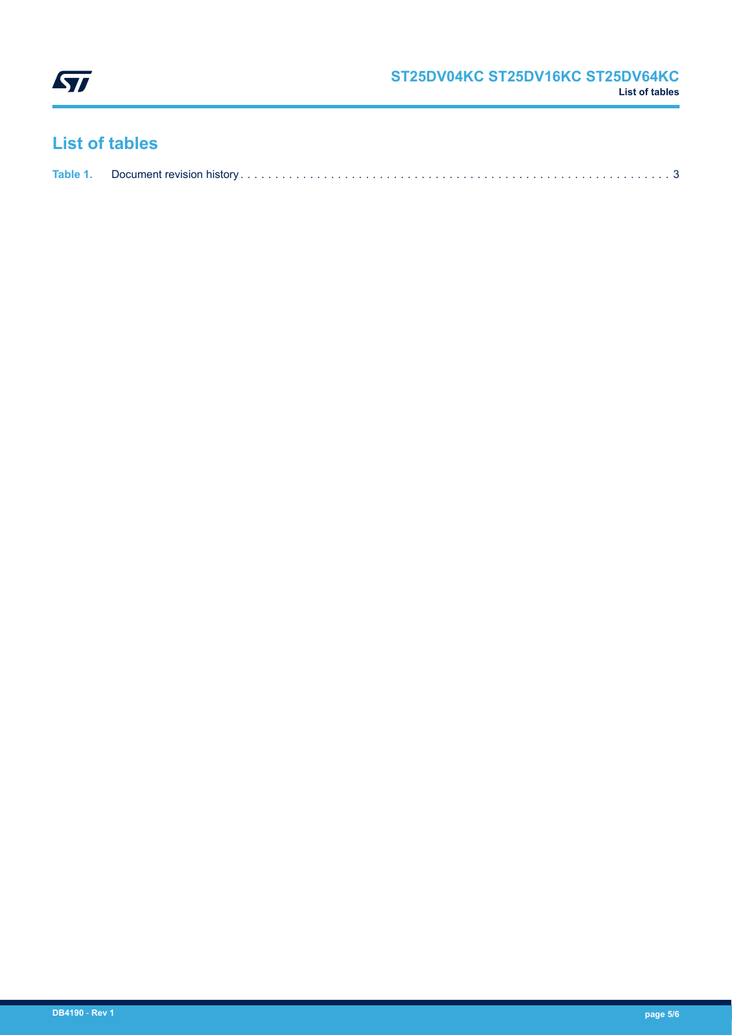## List of tables

Table 1. Document revision history . . . . . . . . . . . . . . . . . . . . . . . . . . . . . . . . . . . . . . . . . . . . . . . . . . . . . . . . . . . . . . 3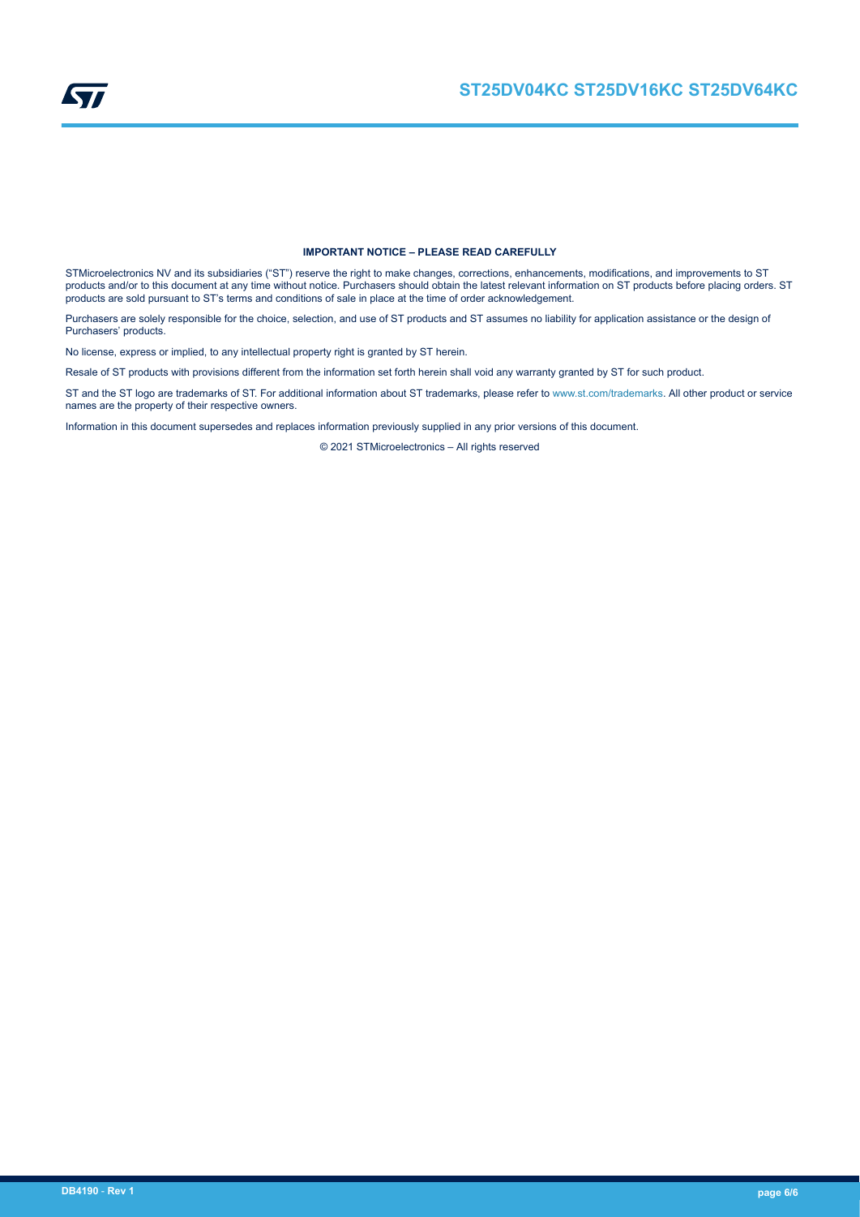**IMPORTANT NOTICE – PLEASE READ CAREFULLY**

STMicroelectronics NV and its subsidiaries ("ST") reserve the right to make changes, corrections, enhancements, modifications, and improvements to ST products and/or to this document at any time without notice. Purchasers should obtain the latest relevant information on ST products before placing orders. ST products are sold pursuant to ST's terms and conditions of sale in place at the time of order acknowledgement.

Purchasers are solely responsible for the choice, selection, and use of ST products and ST assumes no liability for application assistance or the design of Purchasers' products.

No license, express or implied, to any intellectual property right is granted by ST herein.

Resale of ST products with provisions different from the information set forth herein shall void any warranty granted by ST for such product.

ST and the ST logo are trademarks of ST. For additional information about ST trademarks, please refer to www.st.com/trademarks. All other product or service names are the property of their respective owners.

Information in this document supersedes and replaces information previously supplied in any prior versions of this document.

© 2021 STMicroelectronics – All rights reserved